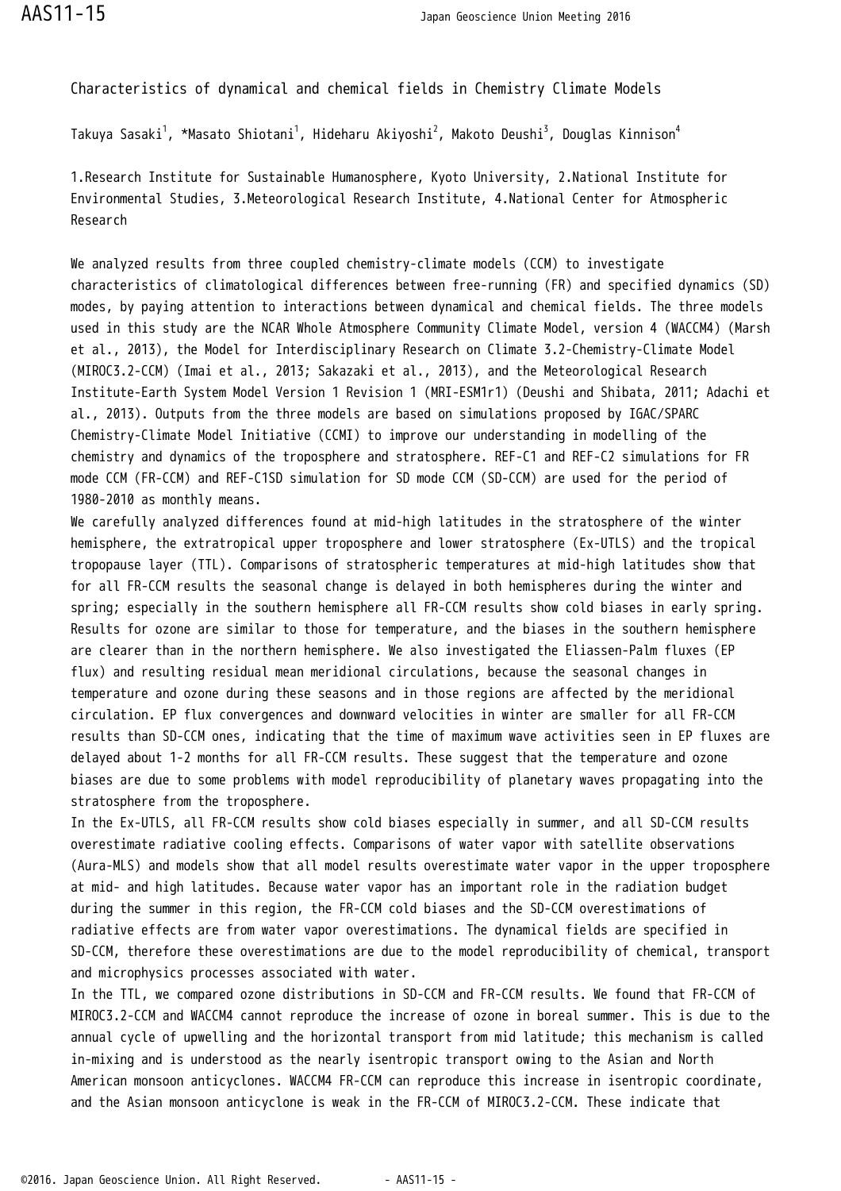# Characteristics of dynamical and chemical fields in Chemistry Climate Models

Takuya Sasaki[1], *Masato Shiotani[1], Hideharu Akiyoshi[2], Makoto Deushi[3], Douglas Kinnison[4]

1.Research Institute for Sustainable Humanosphere, Kyoto University, 2.National Institute for Environmental Studies, 3.Meteorological Research Institute, 4.National Center for Atmospheric Research

We analyzed results from three coupled chemistry-climate models (CCM) to investigate characteristics of climatological differences between free-running (FR) and specified dynamics (SD) modes, by paying attention to interactions between dynamical and chemical fields. The three models used in this study are the NCAR Whole Atmosphere Community Climate Model, version 4 (WACCM4) (Marsh et al., 2013), the Model for Interdisciplinary Research on Climate 3.2-Chemistry-Climate Model (MIROC3.2-CCM) (Imai et al., 2013; Sakazaki et al., 2013), and the Meteorological Research Institute-Earth System Model Version 1 Revision 1 (MRI-ESM1r1) (Deushi and Shibata, 2011; Adachi et al., 2013). Outputs from the three models are based on simulations proposed by IGAC/SPARC Chemistry-Climate Model Initiative (CCMI) to improve our understanding in modelling of the chemistry and dynamics of the troposphere and stratosphere. REF-C1 and REF-C2 simulations for FR mode CCM (FR-CCM) and REF-C1SD simulation for SD mode CCM (SD-CCM) are used for the period of 1980-2010 as monthly means.

We carefully analyzed differences found at mid-high latitudes in the stratosphere of the winter hemisphere, the extratropical upper troposphere and lower stratosphere (Ex-UTLS) and the tropical tropopause layer (TTL). Comparisons of stratospheric temperatures at mid-high latitudes show that for all FR-CCM results the seasonal change is delayed in both hemispheres during the winter and spring; especially in the southern hemisphere all FR-CCM results show cold biases in early spring. Results for ozone are similar to those for temperature, and the biases in the southern hemisphere are clearer than in the northern hemisphere. We also investigated the Eliassen-Palm fluxes (EP flux) and resulting residual mean meridional circulations, because the seasonal changes in temperature and ozone during these seasons and in those regions are affected by the meridional circulation. EP flux convergences and downward velocities in winter are smaller for all FR-CCM results than SD-CCM ones, indicating that the time of maximum wave activities seen in EP fluxes are delayed about 1-2 months for all FR-CCM results. These suggest that the temperature and ozone biases are due to some problems with model reproducibility of planetary waves propagating into the stratosphere from the troposphere.

In the Ex-UTLS, all FR-CCM results show cold biases especially in summer, and all SD-CCM results overestimate radiative cooling effects. Comparisons of water vapor with satellite observations (Aura-MLS) and models show that all model results overestimate water vapor in the upper troposphere at mid- and high latitudes. Because water vapor has an important role in the radiation budget during the summer in this region, the FR-CCM cold biases and the SD-CCM overestimations of radiative effects are from water vapor overestimations. The dynamical fields are specified in SD-CCM, therefore these overestimations are due to the model reproducibility of chemical, transport and microphysics processes associated with water.

In the TTL, we compared ozone distributions in SD-CCM and FR-CCM results. We found that FR-CCM of MIROC3.2-CCM and WACCM4 cannot reproduce the increase of ozone in boreal summer. This is due to the annual cycle of upwelling and the horizontal transport from mid latitude; this mechanism is called in-mixing and is understood as the nearly isentropic transport owing to the Asian and North American monsoon anticyclones. WACCM4 FR-CCM can reproduce this increase in isentropic coordinate, and the Asian monsoon anticyclone is weak in the FR-CCM of MIROC3.2-CCM. These indicate that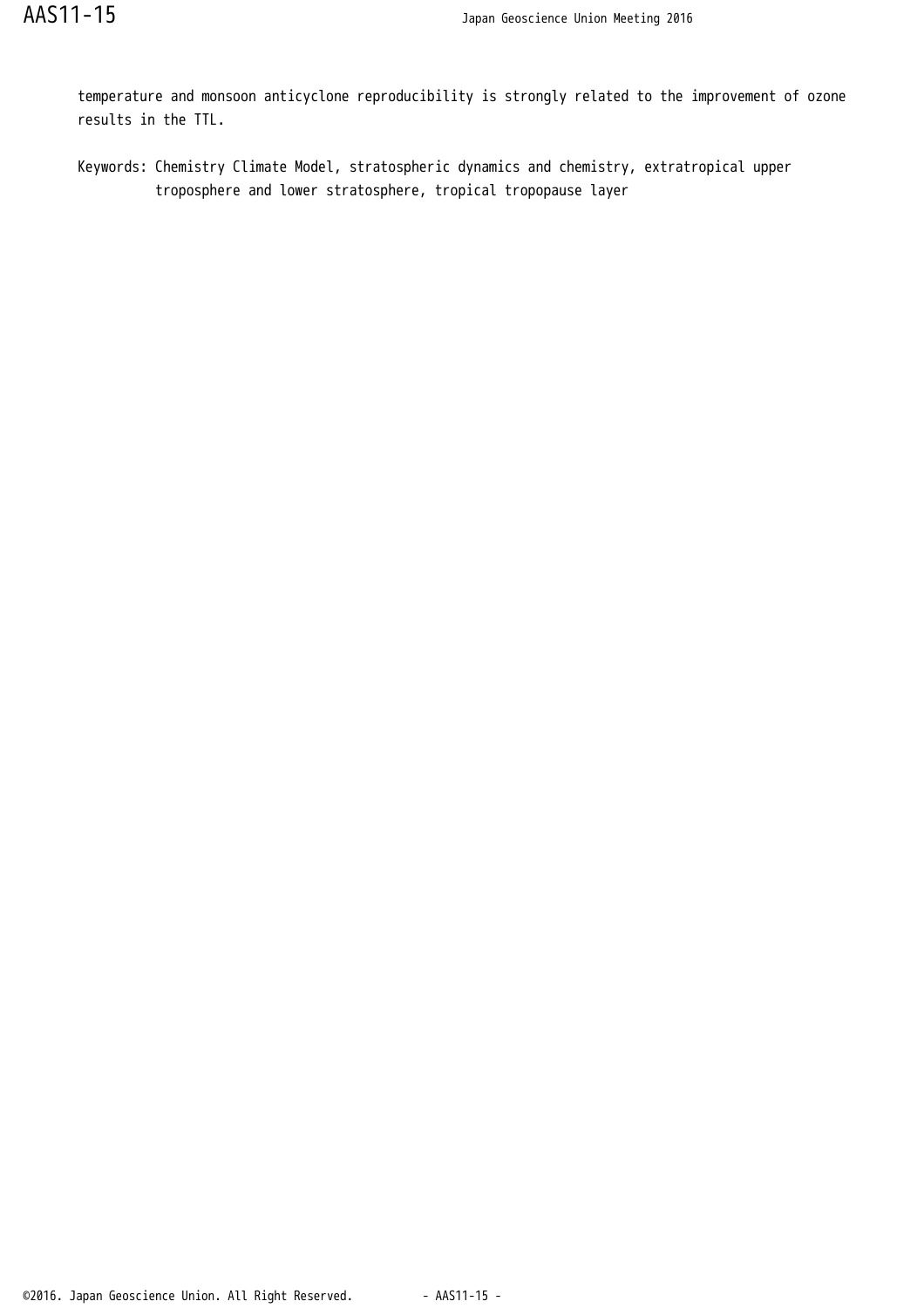temperature and monsoon anticyclone reproducibility is strongly related to the improvement of ozone results in the TTL.

Keywords: Chemistry Climate Model, stratospheric dynamics and chemistry, extratropical upper troposphere and lower stratosphere, tropical tropopause layer